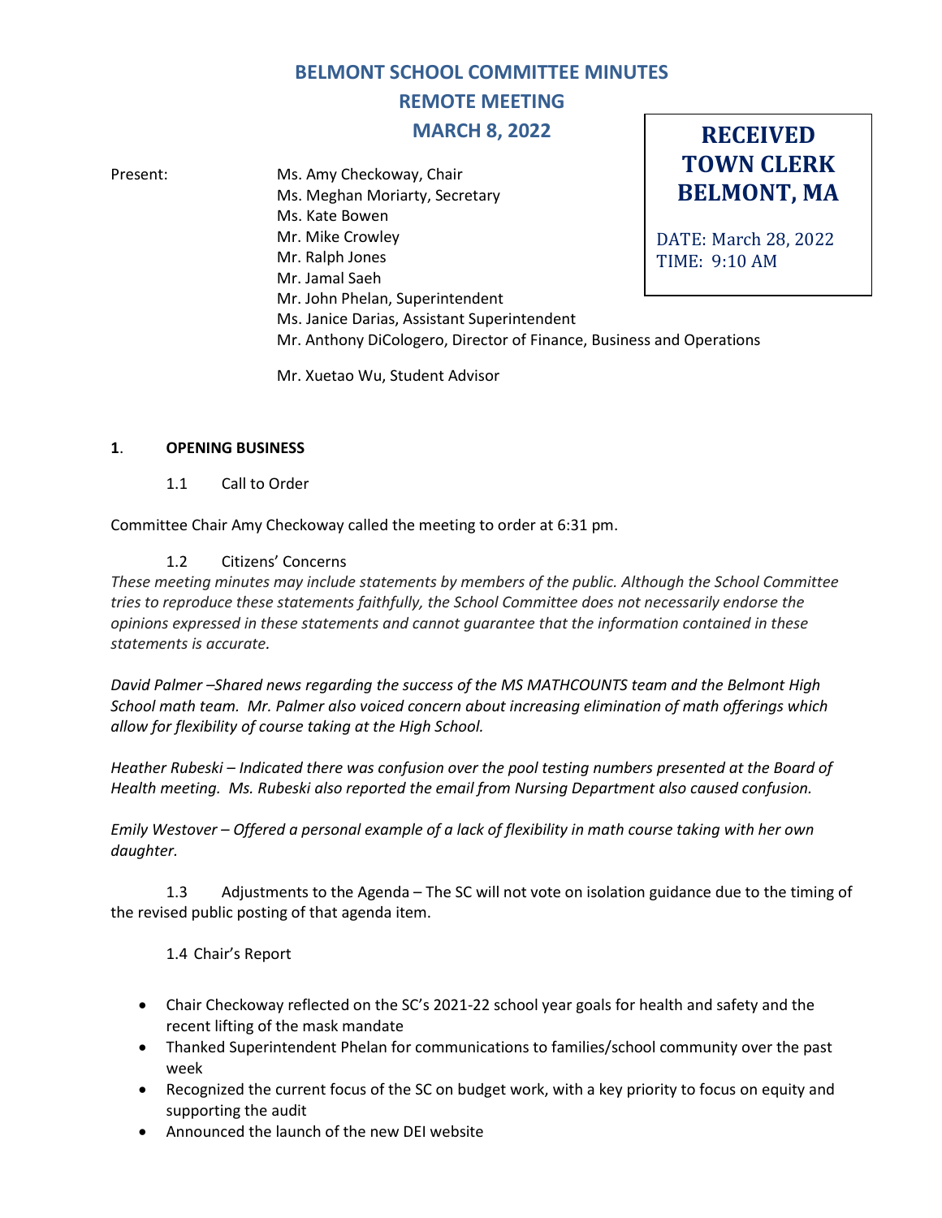# BELMONT SCHOOL COMMITTEE MINUTES
## REMOTE MEETING
## MARCH 8, 2022

**RECEIVED TOWN CLERK BELMONT, MA**

DATE: March 28, 2022
TIME: 9:10 AM

Present:
Ms. Amy Checkoway, Chair
Ms. Meghan Moriarty, Secretary
Ms. Kate Bowen
Mr. Mike Crowley
Mr. Ralph Jones
Mr. Jamal Saeh
Mr. John Phelan, Superintendent
Ms. Janice Darias, Assistant Superintendent
Mr. Anthony DiCologero, Director of Finance, Business and Operations

Mr. Xuetao Wu, Student Advisor

**1. OPENING BUSINESS**

1.1 Call to Order

Committee Chair Amy Checkoway called the meeting to order at 6:31 pm.

1.2 Citizens' Concerns

*These meeting minutes may include statements by members of the public. Although the School Committee tries to reproduce these statements faithfully, the School Committee does not necessarily endorse the opinions expressed in these statements and cannot guarantee that the information contained in these statements is accurate.*

*David Palmer –Shared news regarding the success of the MS MATHCOUNTS team and the Belmont High School math team. Mr. Palmer also voiced concern about increasing elimination of math offerings which allow for flexibility of course taking at the High School.*

*Heather Rubeski – Indicated there was confusion over the pool testing numbers presented at the Board of Health meeting. Ms. Rubeski also reported the email from Nursing Department also caused confusion.*

*Emily Westover – Offered a personal example of a lack of flexibility in math course taking with her own daughter.*

1.3 Adjustments to the Agenda – The SC will not vote on isolation guidance due to the timing of the revised public posting of that agenda item.

1.4 Chair's Report

- Chair Checkoway reflected on the SC's 2021-22 school year goals for health and safety and the recent lifting of the mask mandate
- Thanked Superintendent Phelan for communications to families/school community over the past week
- Recognized the current focus of the SC on budget work, with a key priority to focus on equity and supporting the audit
- Announced the launch of the new DEI website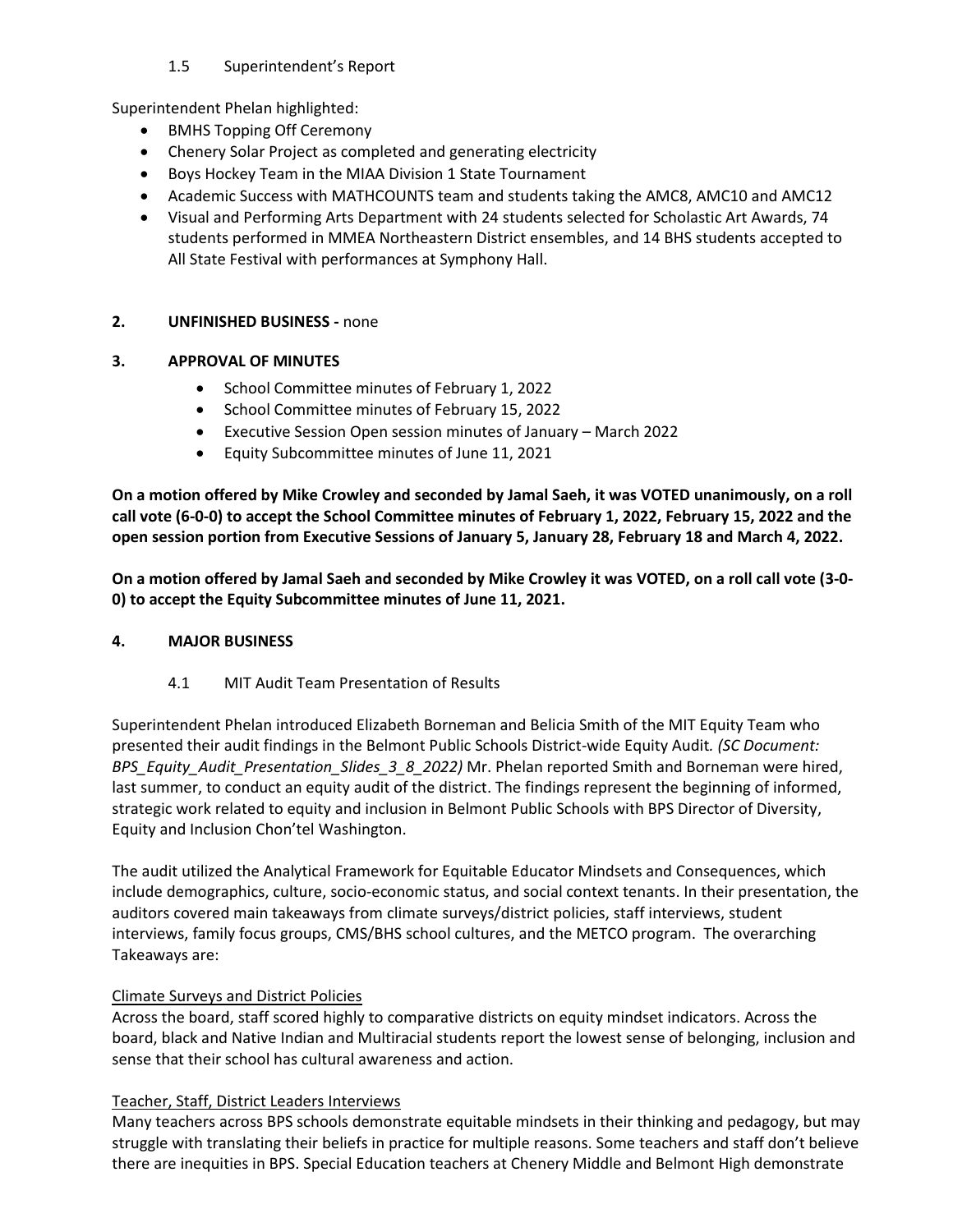1.5 Superintendent's Report

Superintendent Phelan highlighted:

- BMHS Topping Off Ceremony
- Chenery Solar Project as completed and generating electricity
- Boys Hockey Team in the MIAA Division 1 State Tournament
- Academic Success with MATHCOUNTS team and students taking the AMC8, AMC10 and AMC12
- Visual and Performing Arts Department with 24 students selected for Scholastic Art Awards, 74 students performed in MMEA Northeastern District ensembles, and 14 BHS students accepted to All State Festival with performances at Symphony Hall.

## 2. UNFINISHED BUSINESS - none

## 3. APPROVAL OF MINUTES

- School Committee minutes of February 1, 2022
- School Committee minutes of February 15, 2022
- Executive Session Open session minutes of January – March 2022
- Equity Subcommittee minutes of June 11, 2021

**On a motion offered by Mike Crowley and seconded by Jamal Saeh, it was VOTED unanimously, on a roll call vote (6-0-0) to accept the School Committee minutes of February 1, 2022, February 15, 2022 and the open session portion from Executive Sessions of January 5, January 28, February 18 and March 4, 2022.**

**On a motion offered by Jamal Saeh and seconded by Mike Crowley it was VOTED, on a roll call vote (3-0-0) to accept the Equity Subcommittee minutes of June 11, 2021.**

## 4. MAJOR BUSINESS

4.1 MIT Audit Team Presentation of Results

Superintendent Phelan introduced Elizabeth Borneman and Belicia Smith of the MIT Equity Team who presented their audit findings in the Belmont Public Schools District-wide Equity Audit. *(SC Document: BPS_Equity_Audit_Presentation_Slides_3_8_2022)* Mr. Phelan reported Smith and Borneman were hired, last summer, to conduct an equity audit of the district. The findings represent the beginning of informed, strategic work related to equity and inclusion in Belmont Public Schools with BPS Director of Diversity, Equity and Inclusion Chon'tel Washington.

The audit utilized the Analytical Framework for Equitable Educator Mindsets and Consequences, which include demographics, culture, socio-economic status, and social context tenants. In their presentation, the auditors covered main takeaways from climate surveys/district policies, staff interviews, student interviews, family focus groups, CMS/BHS school cultures, and the METCO program. The overarching Takeaways are:

<u>Climate Surveys and District Policies</u>

Across the board, staff scored highly to comparative districts on equity mindset indicators. Across the board, black and Native Indian and Multiracial students report the lowest sense of belonging, inclusion and sense that their school has cultural awareness and action.

<u>Teacher, Staff, District Leaders Interviews</u>

Many teachers across BPS schools demonstrate equitable mindsets in their thinking and pedagogy, but may struggle with translating their beliefs in practice for multiple reasons. Some teachers and staff don't believe there are inequities in BPS. Special Education teachers at Chenery Middle and Belmont High demonstrate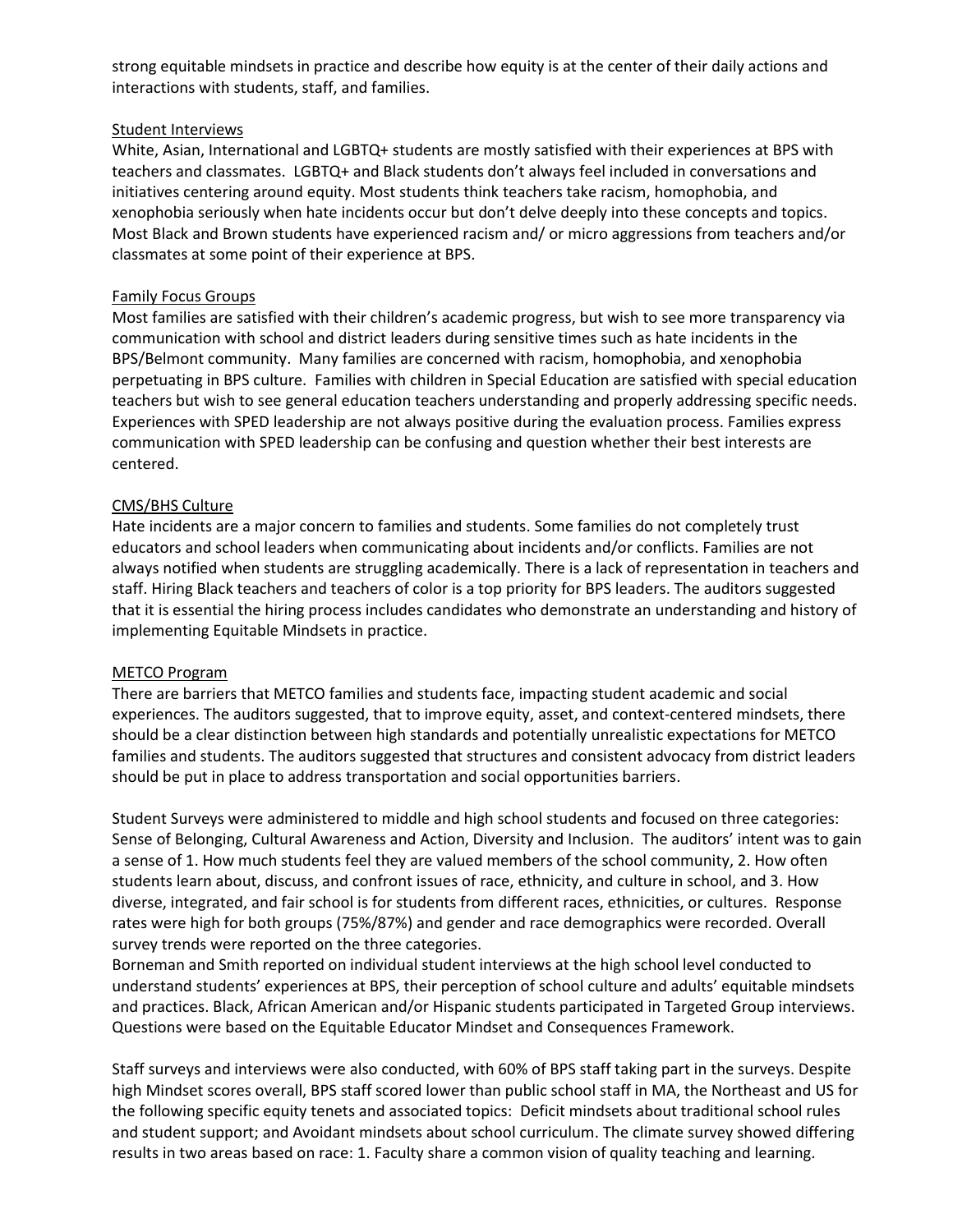strong equitable mindsets in practice and describe how equity is at the center of their daily actions and interactions with students, staff, and families.

Student Interviews

White, Asian, International and LGBTQ+ students are mostly satisfied with their experiences at BPS with teachers and classmates. LGBTQ+ and Black students don't always feel included in conversations and initiatives centering around equity. Most students think teachers take racism, homophobia, and xenophobia seriously when hate incidents occur but don't delve deeply into these concepts and topics. Most Black and Brown students have experienced racism and/ or micro aggressions from teachers and/or classmates at some point of their experience at BPS.

Family Focus Groups

Most families are satisfied with their children's academic progress, but wish to see more transparency via communication with school and district leaders during sensitive times such as hate incidents in the BPS/Belmont community. Many families are concerned with racism, homophobia, and xenophobia perpetuating in BPS culture. Families with children in Special Education are satisfied with special education teachers but wish to see general education teachers understanding and properly addressing specific needs. Experiences with SPED leadership are not always positive during the evaluation process. Families express communication with SPED leadership can be confusing and question whether their best interests are centered.

CMS/BHS Culture

Hate incidents are a major concern to families and students. Some families do not completely trust educators and school leaders when communicating about incidents and/or conflicts. Families are not always notified when students are struggling academically. There is a lack of representation in teachers and staff. Hiring Black teachers and teachers of color is a top priority for BPS leaders. The auditors suggested that it is essential the hiring process includes candidates who demonstrate an understanding and history of implementing Equitable Mindsets in practice.

METCO Program

There are barriers that METCO families and students face, impacting student academic and social experiences. The auditors suggested, that to improve equity, asset, and context-centered mindsets, there should be a clear distinction between high standards and potentially unrealistic expectations for METCO families and students. The auditors suggested that structures and consistent advocacy from district leaders should be put in place to address transportation and social opportunities barriers.

Student Surveys were administered to middle and high school students and focused on three categories: Sense of Belonging, Cultural Awareness and Action, Diversity and Inclusion. The auditors' intent was to gain a sense of 1. How much students feel they are valued members of the school community, 2. How often students learn about, discuss, and confront issues of race, ethnicity, and culture in school, and 3. How diverse, integrated, and fair school is for students from different races, ethnicities, or cultures. Response rates were high for both groups (75%/87%) and gender and race demographics were recorded. Overall survey trends were reported on the three categories.
Borneman and Smith reported on individual student interviews at the high school level conducted to understand students' experiences at BPS, their perception of school culture and adults' equitable mindsets and practices. Black, African American and/or Hispanic students participated in Targeted Group interviews. Questions were based on the Equitable Educator Mindset and Consequences Framework.

Staff surveys and interviews were also conducted, with 60% of BPS staff taking part in the surveys. Despite high Mindset scores overall, BPS staff scored lower than public school staff in MA, the Northeast and US for the following specific equity tenets and associated topics: Deficit mindsets about traditional school rules and student support; and Avoidant mindsets about school curriculum. The climate survey showed differing results in two areas based on race: 1. Faculty share a common vision of quality teaching and learning.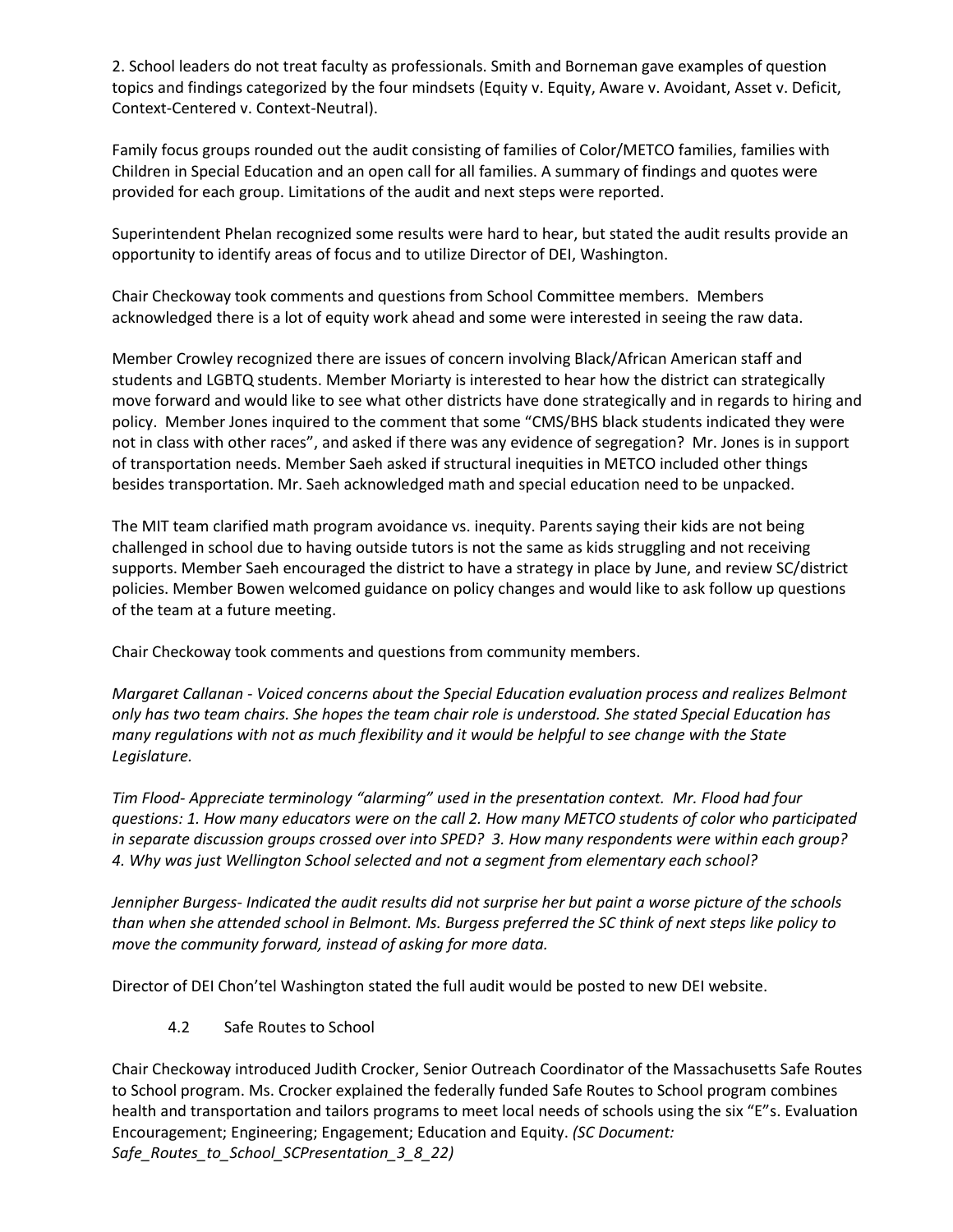2. School leaders do not treat faculty as professionals. Smith and Borneman gave examples of question topics and findings categorized by the four mindsets (Equity v. Equity, Aware v. Avoidant, Asset v. Deficit, Context-Centered v. Context-Neutral).

Family focus groups rounded out the audit consisting of families of Color/METCO families, families with Children in Special Education and an open call for all families. A summary of findings and quotes were provided for each group. Limitations of the audit and next steps were reported.

Superintendent Phelan recognized some results were hard to hear, but stated the audit results provide an opportunity to identify areas of focus and to utilize Director of DEI, Washington.

Chair Checkoway took comments and questions from School Committee members. Members acknowledged there is a lot of equity work ahead and some were interested in seeing the raw data.

Member Crowley recognized there are issues of concern involving Black/African American staff and students and LGBTQ students. Member Moriarty is interested to hear how the district can strategically move forward and would like to see what other districts have done strategically and in regards to hiring and policy. Member Jones inquired to the comment that some "CMS/BHS black students indicated they were not in class with other races", and asked if there was any evidence of segregation? Mr. Jones is in support of transportation needs. Member Saeh asked if structural inequities in METCO included other things besides transportation. Mr. Saeh acknowledged math and special education need to be unpacked.

The MIT team clarified math program avoidance vs. inequity. Parents saying their kids are not being challenged in school due to having outside tutors is not the same as kids struggling and not receiving supports. Member Saeh encouraged the district to have a strategy in place by June, and review SC/district policies. Member Bowen welcomed guidance on policy changes and would like to ask follow up questions of the team at a future meeting.

Chair Checkoway took comments and questions from community members.

*Margaret Callanan - Voiced concerns about the Special Education evaluation process and realizes Belmont only has two team chairs. She hopes the team chair role is understood. She stated Special Education has many regulations with not as much flexibility and it would be helpful to see change with the State Legislature.*

*Tim Flood- Appreciate terminology "alarming" used in the presentation context. Mr. Flood had four questions: 1. How many educators were on the call 2. How many METCO students of color who participated in separate discussion groups crossed over into SPED? 3. How many respondents were within each group? 4. Why was just Wellington School selected and not a segment from elementary each school?*

*Jennipher Burgess- Indicated the audit results did not surprise her but paint a worse picture of the schools than when she attended school in Belmont. Ms. Burgess preferred the SC think of next steps like policy to move the community forward, instead of asking for more data.*

Director of DEI Chon'tel Washington stated the full audit would be posted to new DEI website.

4.2 Safe Routes to School

Chair Checkoway introduced Judith Crocker, Senior Outreach Coordinator of the Massachusetts Safe Routes to School program. Ms. Crocker explained the federally funded Safe Routes to School program combines health and transportation and tailors programs to meet local needs of schools using the six "E"s. Evaluation Encouragement; Engineering; Engagement; Education and Equity. *(SC Document: Safe_Routes_to_School_SCPresentation_3_8_22)*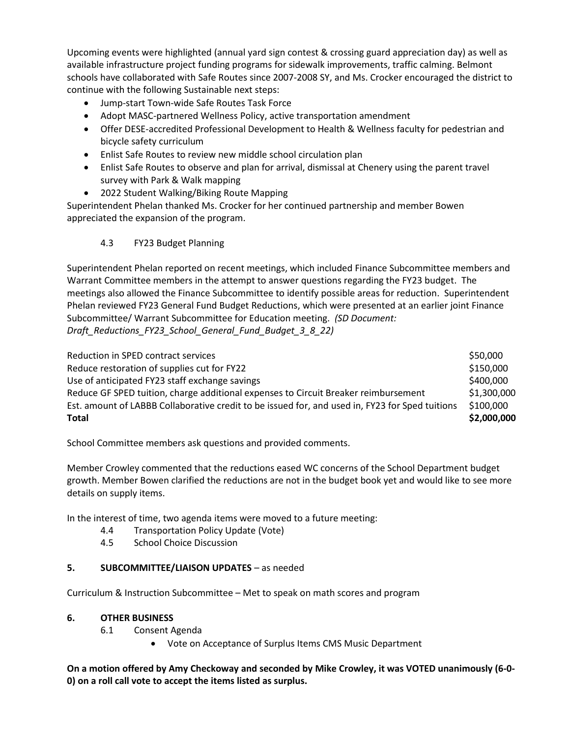Upcoming events were highlighted (annual yard sign contest & crossing guard appreciation day) as well as available infrastructure project funding programs for sidewalk improvements, traffic calming. Belmont schools have collaborated with Safe Routes since 2007-2008 SY, and Ms. Crocker encouraged the district to continue with the following Sustainable next steps:

- Jump-start Town-wide Safe Routes Task Force
- Adopt MASC-partnered Wellness Policy, active transportation amendment
- Offer DESE-accredited Professional Development to Health & Wellness faculty for pedestrian and bicycle safety curriculum
- Enlist Safe Routes to review new middle school circulation plan
- Enlist Safe Routes to observe and plan for arrival, dismissal at Chenery using the parent travel survey with Park & Walk mapping
- 2022 Student Walking/Biking Route Mapping

Superintendent Phelan thanked Ms. Crocker for her continued partnership and member Bowen appreciated the expansion of the program.

4.3 FY23 Budget Planning

Superintendent Phelan reported on recent meetings, which included Finance Subcommittee members and Warrant Committee members in the attempt to answer questions regarding the FY23 budget. The meetings also allowed the Finance Subcommittee to identify possible areas for reduction. Superintendent Phelan reviewed FY23 General Fund Budget Reductions, which were presented at an earlier joint Finance Subcommittee/ Warrant Subcommittee for Education meeting. *(SD Document: Draft_Reductions_FY23_School_General_Fund_Budget_3_8_22)*

| | |
|---|---|
| Reduction in SPED contract services | $50,000 |
| Reduce restoration of supplies cut for FY22 | $150,000 |
| Use of anticipated FY23 staff exchange savings | $400,000 |
| Reduce GF SPED tuition, charge additional expenses to Circuit Breaker reimbursement | $1,300,000 |
| Est. amount of LABBB Collaborative credit to be issued for, and used in, FY23 for Sped tuitions | $100,000 |
| **Total** | **$2,000,000** |

School Committee members ask questions and provided comments.

Member Crowley commented that the reductions eased WC concerns of the School Department budget growth. Member Bowen clarified the reductions are not in the budget book yet and would like to see more details on supply items.

In the interest of time, two agenda items were moved to a future meeting:

4.4 Transportation Policy Update (Vote)

4.5 School Choice Discussion

## 5. SUBCOMMITTEE/LIAISON UPDATES – as needed

Curriculum & Instruction Subcommittee – Met to speak on math scores and program

## 6. OTHER BUSINESS

6.1 Consent Agenda

- Vote on Acceptance of Surplus Items CMS Music Department

**On a motion offered by Amy Checkoway and seconded by Mike Crowley, it was VOTED unanimously (6-0-0) on a roll call vote to accept the items listed as surplus.**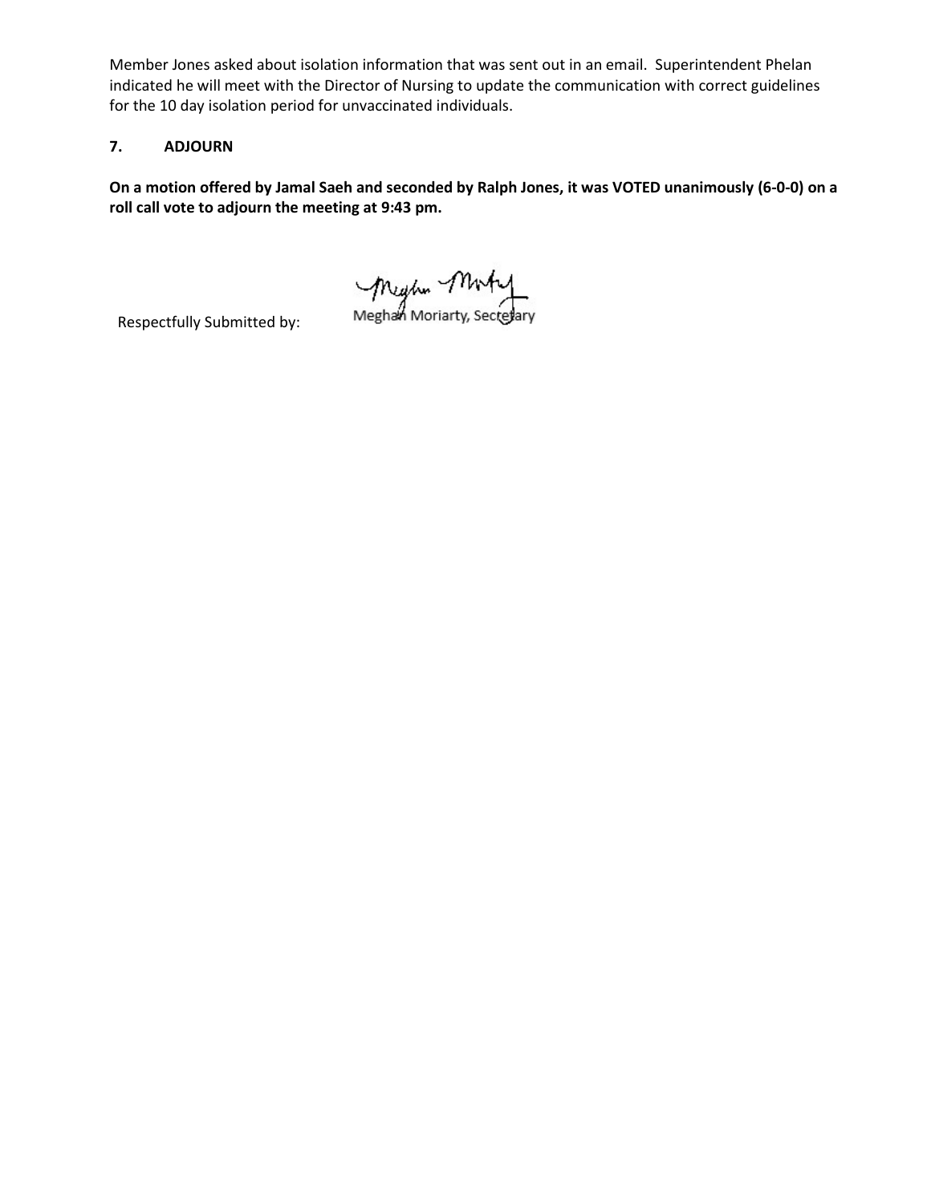Member Jones asked about isolation information that was sent out in an email. Superintendent Phelan indicated he will meet with the Director of Nursing to update the communication with correct guidelines for the 10 day isolation period for unvaccinated individuals.

## 7. ADJOURN

**On a motion offered by Jamal Saeh and seconded by Ralph Jones, it was VOTED unanimously (6-0-0) on a roll call vote to adjourn the meeting at 9:43 pm.**

Respectfully Submitted by: Meghan Moriarty, Secretary